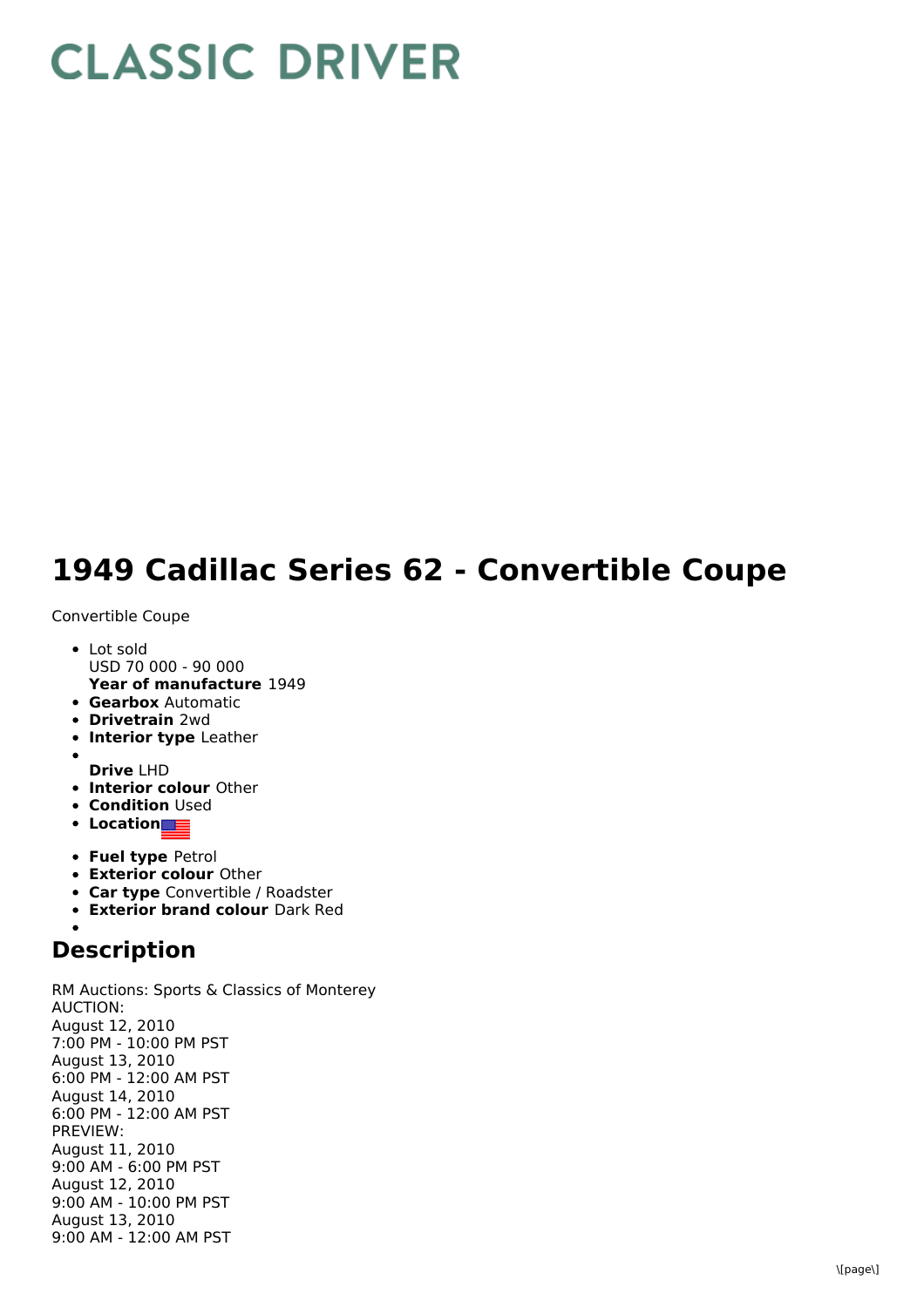# CLASSIC DRIVER

# 1949 Cadillac Series 62 - Convertible Coupe

Convertible Coupe

- Lot sold
  USD 70 000 - 90 000
  **Year of manufacture** 1949
- **Gearbox** Automatic
- **Drivetrain** 2wd
- **Interior type** Leather
- **Drive** LHD
- **Interior colour** Other
- **Condition** Used
- **Location**
- **Fuel type** Petrol
- **Exterior colour** Other
- **Car type** Convertible / Roadster
- **Exterior brand colour** Dark Red

## Description

RM Auctions: Sports & Classics of Monterey
AUCTION:
August 12, 2010
7:00 PM - 10:00 PM PST
August 13, 2010
6:00 PM - 12:00 AM PST
August 14, 2010
6:00 PM - 12:00 AM PST
PREVIEW:
August 11, 2010
9:00 AM - 6:00 PM PST
August 12, 2010
9:00 AM - 10:00 PM PST
August 13, 2010
9:00 AM - 12:00 AM PST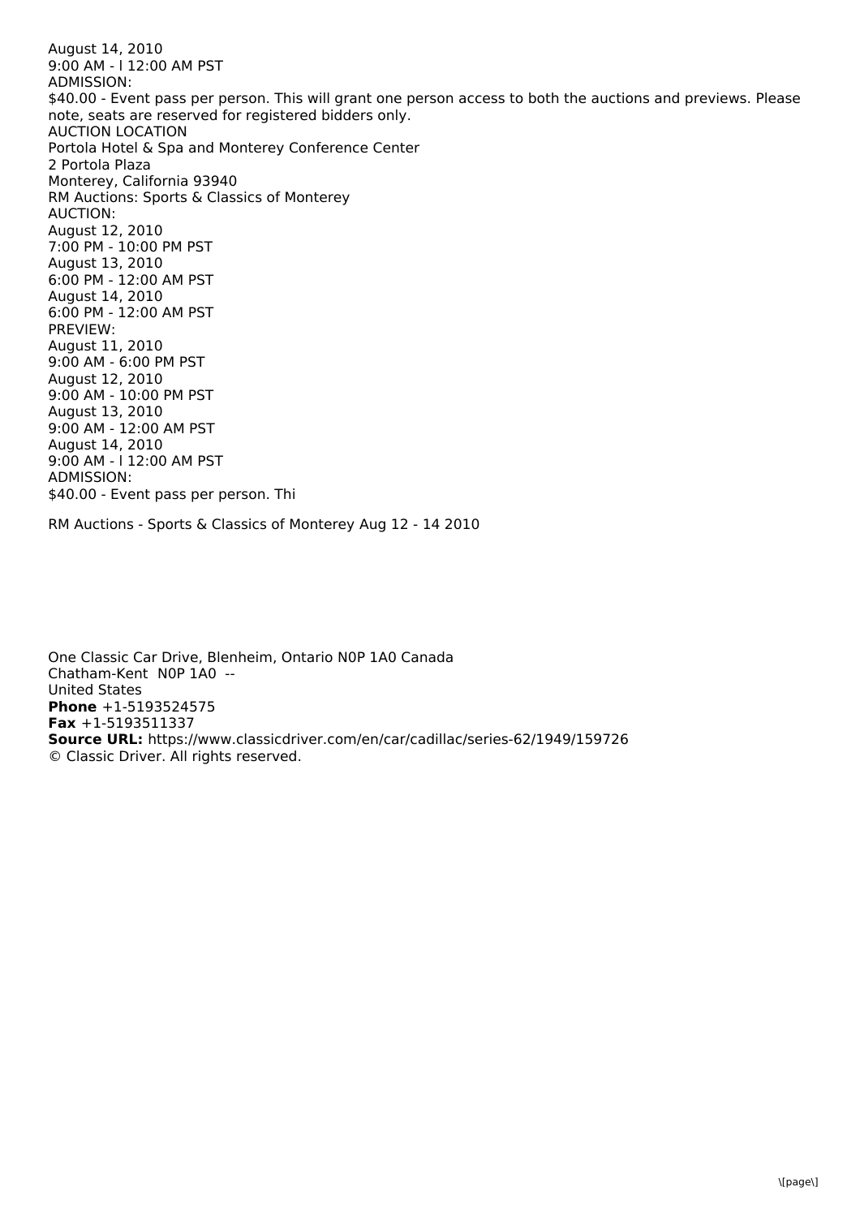August 14, 2010
9:00 AM - l 12:00 AM PST
ADMISSION:
$40.00 - Event pass per person. This will grant one person access to both the auctions and previews. Please note, seats are reserved for registered bidders only.
AUCTION LOCATION
Portola Hotel & Spa and Monterey Conference Center
2 Portola Plaza
Monterey, California 93940
RM Auctions: Sports & Classics of Monterey
AUCTION:
August 12, 2010
7:00 PM - 10:00 PM PST
August 13, 2010
6:00 PM - 12:00 AM PST
August 14, 2010
6:00 PM - 12:00 AM PST
PREVIEW:
August 11, 2010
9:00 AM - 6:00 PM PST
August 12, 2010
9:00 AM - 10:00 PM PST
August 13, 2010
9:00 AM - 12:00 AM PST
August 14, 2010
9:00 AM - l 12:00 AM PST
ADMISSION:
$40.00 - Event pass per person. Thi

RM Auctions - Sports & Classics of Monterey Aug 12 - 14 2010

One Classic Car Drive, Blenheim, Ontario N0P 1A0 Canada
Chatham-Kent N0P 1A0 --
United States
**Phone** +1-5193524575
**Fax** +1-5193511337
**Source URL:** https://www.classicdriver.com/en/car/cadillac/series-62/1949/159726
© Classic Driver. All rights reserved.